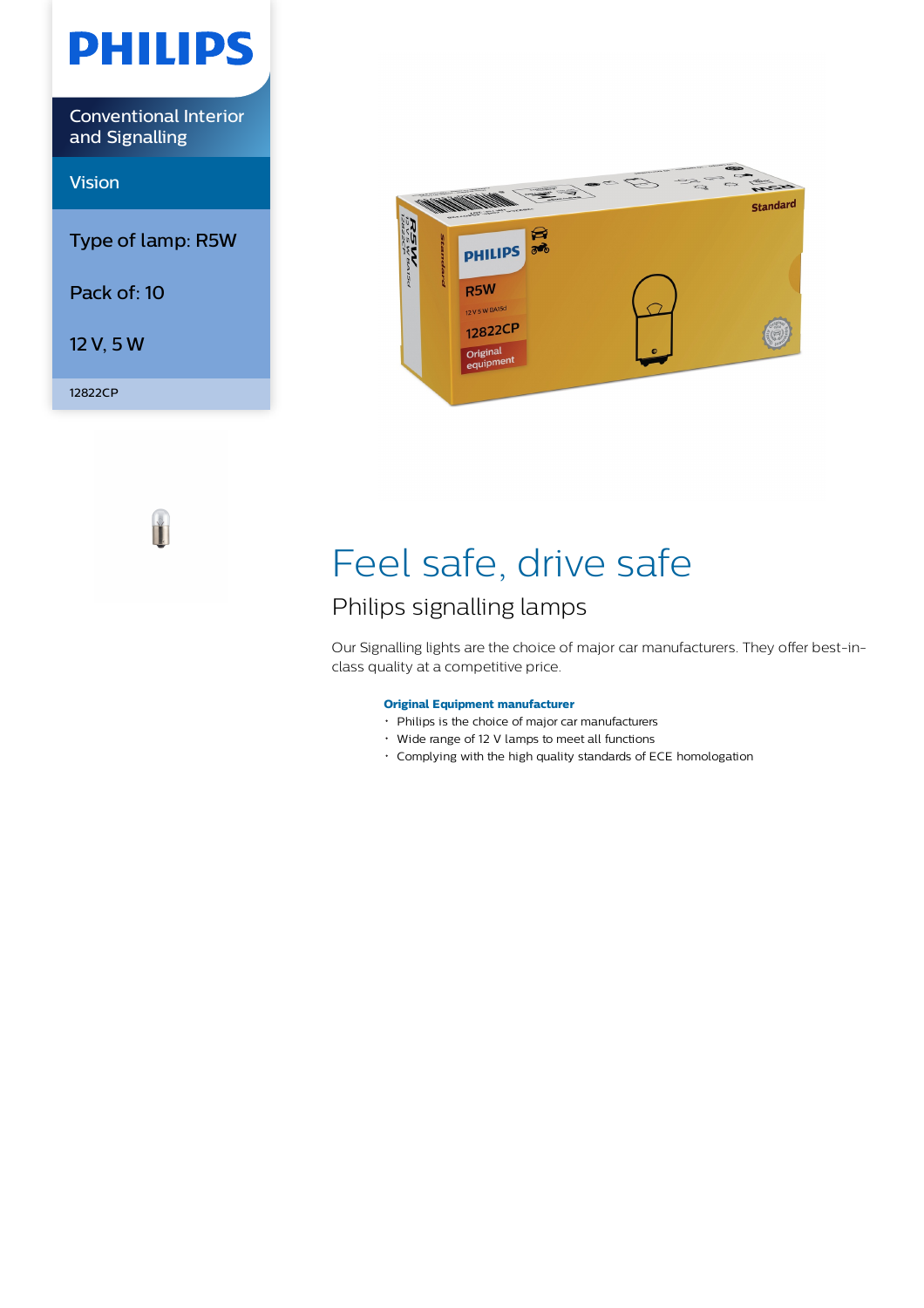PHILIPS

Conventional Interior and Signalling

Vision

Type of lamp: R5W

Pack of: 10

12 V, 5 W

12822CP

# Feel safe, drive safe

## Philips signalling lamps

Our Signalling lights are the choice of major car manufacturers. They offer best-in-class quality at a competitive price.

**Original Equipment manufacturer**

- Philips is the choice of major car manufacturers
- Wide range of 12 V lamps to meet all functions
- Complying with the high quality standards of ECE homologation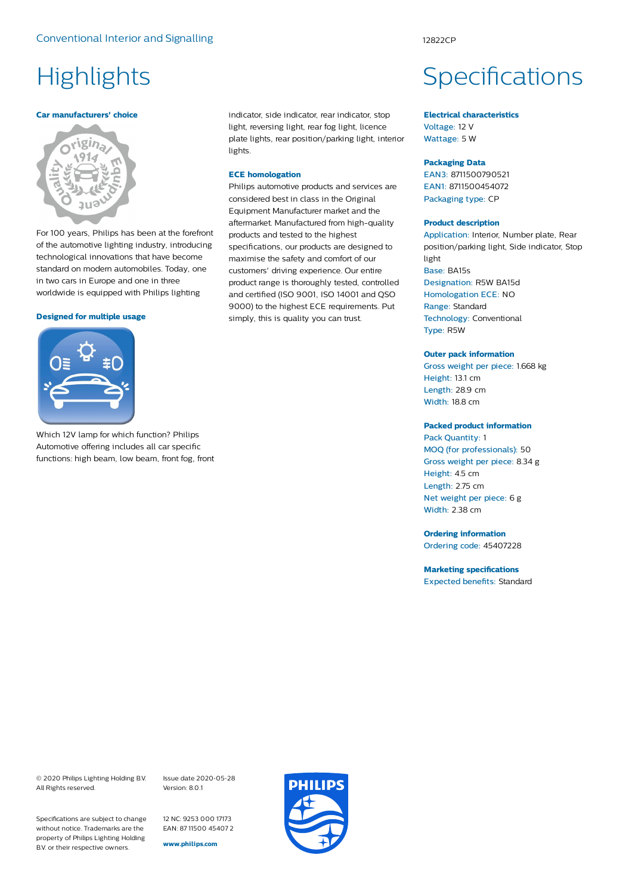Conventional Interior and Signalling

12822CP

# Highlights

### Car manufacturers' choice

For 100 years, Philips has been at the forefront of the automotive lighting industry, introducing technological innovations that have become standard on modern automobiles. Today, one in two cars in Europe and one in three worldwide is equipped with Philips lighting

### Designed for multiple usage

Which 12V lamp for which function? Philips Automotive offering includes all car specific functions: high beam, low beam, front fog, front indicator, side indicator, rear indicator, stop light, reversing light, rear fog light, licence plate lights, rear position/parking light, interior lights.

### ECE homologation

Philips automotive products and services are considered best in class in the Original Equipment Manufacturer market and the aftermarket. Manufactured from high-quality products and tested to the highest specifications, our products are designed to maximise the safety and comfort of our customers' driving experience. Our entire product range is thoroughly tested, controlled and certified (ISO 9001, ISO 14001 and QSO 9000) to the highest ECE requirements. Put simply, this is quality you can trust.

# Specifications

### Electrical characteristics

Voltage: 12 V
Wattage: 5 W

### Packaging Data

EAN3: 8711500790521
EAN1: 8711500454072
Packaging type: CP

### Product description

Application: Interior, Number plate, Rear position/parking light, Side indicator, Stop light
Base: BA15s
Designation: R5W BA15d
Homologation ECE: NO
Range: Standard
Technology: Conventional
Type: R5W

### Outer pack information

Gross weight per piece: 1.668 kg
Height: 13.1 cm
Length: 28.9 cm
Width: 18.8 cm

### Packed product information

Pack Quantity: 1
MOQ (for professionals): 50
Gross weight per piece: 8.34 g
Height: 4.5 cm
Length: 2.75 cm
Net weight per piece: 6 g
Width: 2.38 cm

### Ordering information

Ordering code: 45407228

### Marketing specifications

Expected benefits: Standard

© 2020 Philips Lighting Holding B.V.
All Rights reserved.

Specifications are subject to change without notice. Trademarks are the property of Philips Lighting Holding B.V. or their respective owners.

Issue date 2020-05-28
Version: 8.0.1

12 NC: 9253 000 17173
EAN: 87 11500 45407 2

www.philips.com